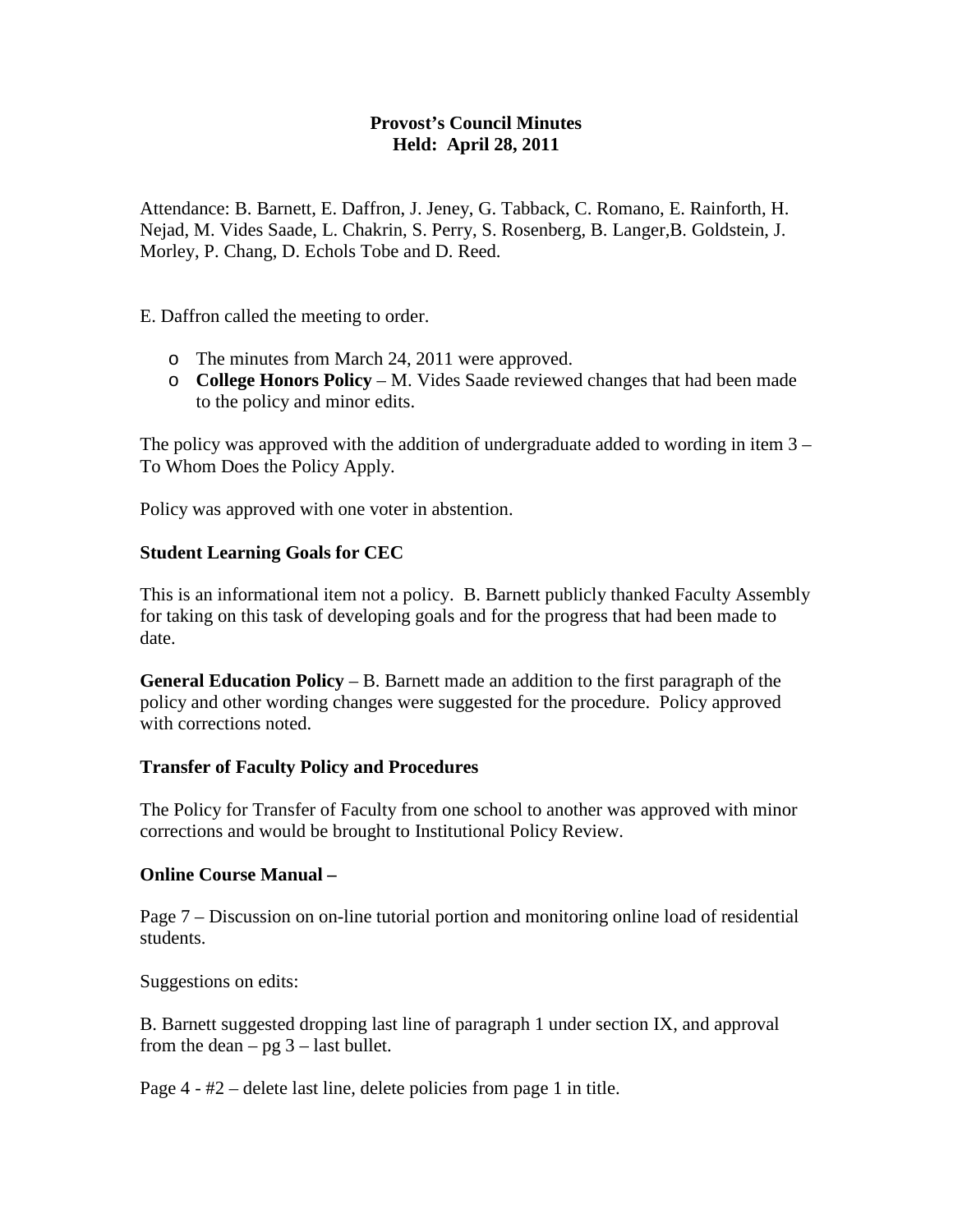**Provost's Council Minutes**
**Held: April 28, 2011**

Attendance: B. Barnett, E. Daffron, J. Jeney, G. Tabback, C. Romano, E. Rainforth, H. Nejad, M. Vides Saade, L. Chakrin, S. Perry, S. Rosenberg, B. Langer,B. Goldstein, J. Morley, P. Chang, D. Echols Tobe and D. Reed.

E. Daffron called the meeting to order.

- The minutes from March 24, 2011 were approved.
- **College Honors Policy** – M. Vides Saade reviewed changes that had been made to the policy and minor edits.

The policy was approved with the addition of undergraduate added to wording in item 3 – To Whom Does the Policy Apply.

Policy was approved with one voter in abstention.

**Student Learning Goals for CEC**

This is an informational item not a policy. B. Barnett publicly thanked Faculty Assembly for taking on this task of developing goals and for the progress that had been made to date.

**General Education Policy** – B. Barnett made an addition to the first paragraph of the policy and other wording changes were suggested for the procedure. Policy approved with corrections noted.

**Transfer of Faculty Policy and Procedures**

The Policy for Transfer of Faculty from one school to another was approved with minor corrections and would be brought to Institutional Policy Review.

**Online Course Manual –**

Page 7 – Discussion on on-line tutorial portion and monitoring online load of residential students.

Suggestions on edits:

B. Barnett suggested dropping last line of paragraph 1 under section IX, and approval from the dean – pg 3 – last bullet.

Page 4 - #2 – delete last line, delete policies from page 1 in title.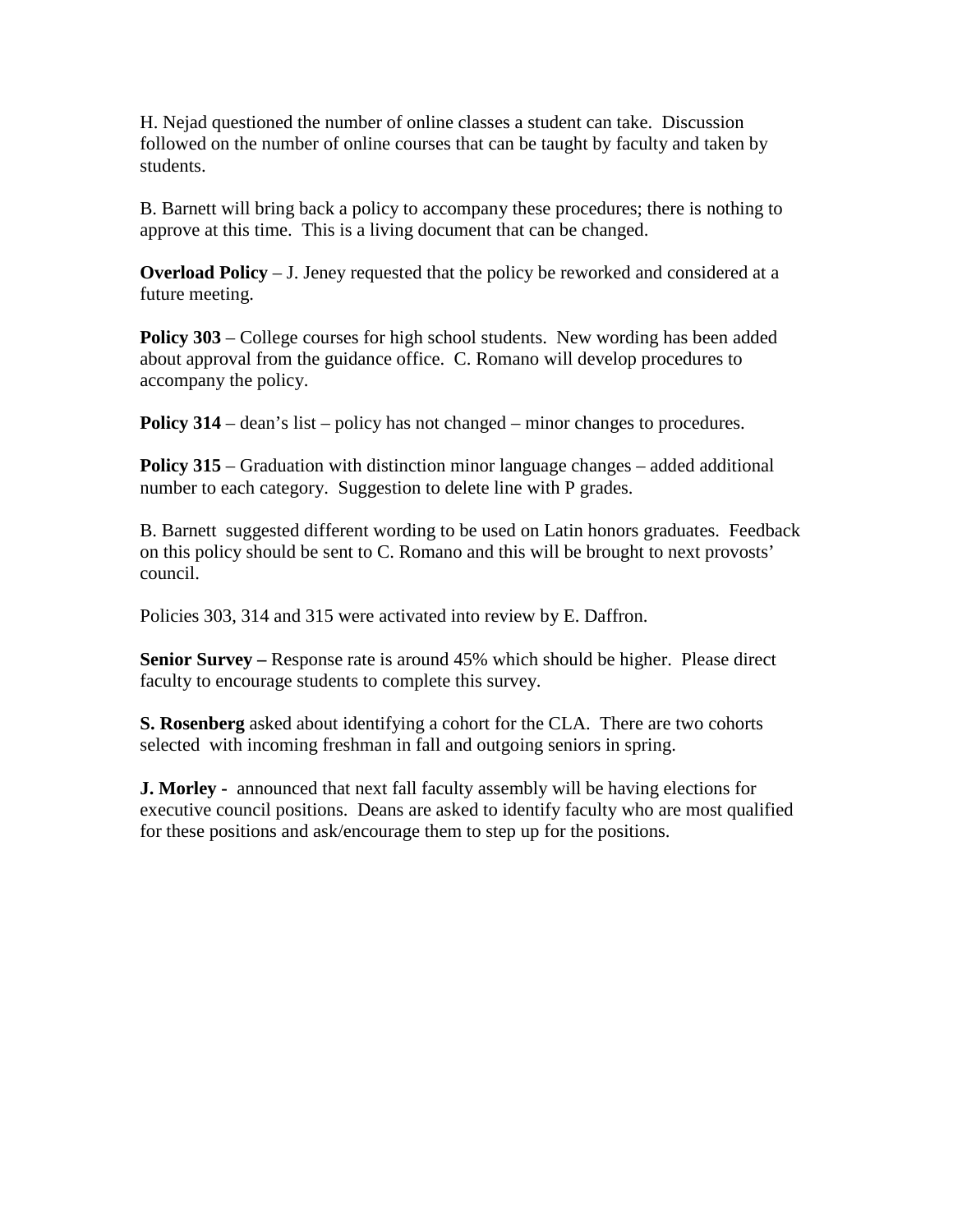H. Nejad questioned the number of online classes a student can take. Discussion followed on the number of online courses that can be taught by faculty and taken by students.

B. Barnett will bring back a policy to accompany these procedures; there is nothing to approve at this time. This is a living document that can be changed.

**Overload Policy** – J. Jeney requested that the policy be reworked and considered at a future meeting.

**Policy 303** – College courses for high school students. New wording has been added about approval from the guidance office. C. Romano will develop procedures to accompany the policy.

**Policy 314** – dean's list – policy has not changed – minor changes to procedures.

**Policy 315** – Graduation with distinction minor language changes – added additional number to each category. Suggestion to delete line with P grades.

B. Barnett suggested different wording to be used on Latin honors graduates. Feedback on this policy should be sent to C. Romano and this will be brought to next provosts' council.

Policies 303, 314 and 315 were activated into review by E. Daffron.

**Senior Survey –** Response rate is around 45% which should be higher. Please direct faculty to encourage students to complete this survey.

**S. Rosenberg** asked about identifying a cohort for the CLA. There are two cohorts selected with incoming freshman in fall and outgoing seniors in spring.

**J. Morley -** announced that next fall faculty assembly will be having elections for executive council positions. Deans are asked to identify faculty who are most qualified for these positions and ask/encourage them to step up for the positions.